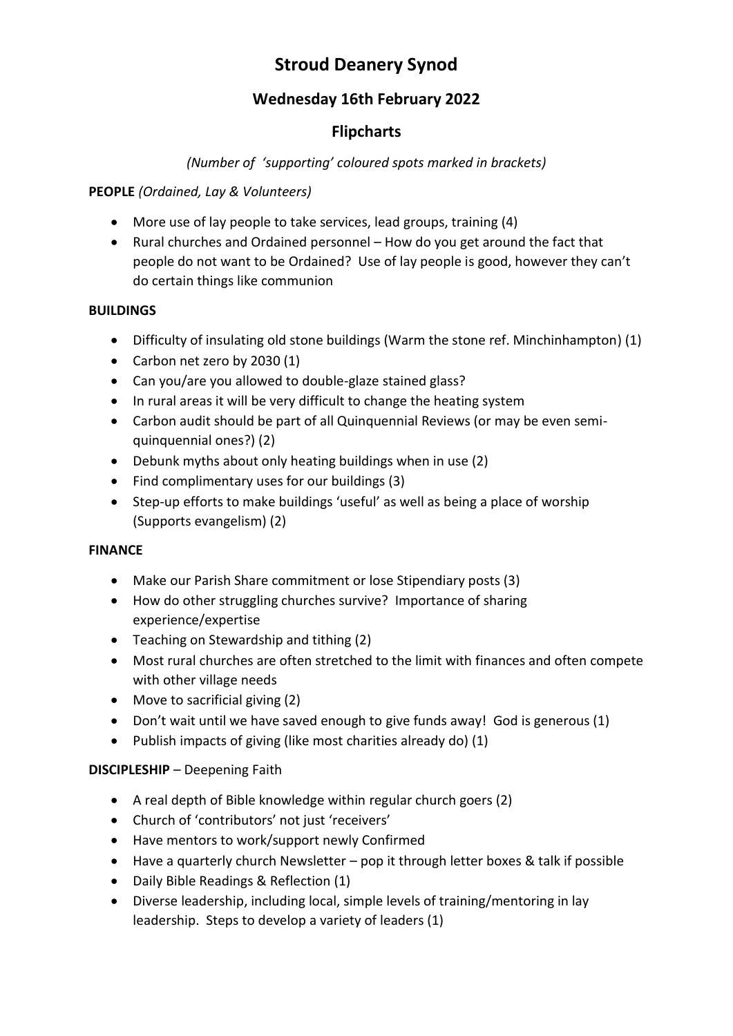# Stroud Deanery Synod

## Wednesday 16th February 2022

## Flipcharts

*(Number of 'supporting' coloured spots marked in brackets)*

**PEOPLE** *(Ordained, Lay & Volunteers)*

- More use of lay people to take services, lead groups, training (4)
- Rural churches and Ordained personnel – How do you get around the fact that people do not want to be Ordained? Use of lay people is good, however they can't do certain things like communion

**BUILDINGS**

- Difficulty of insulating old stone buildings (Warm the stone ref. Minchinhampton) (1)
- Carbon net zero by 2030 (1)
- Can you/are you allowed to double-glaze stained glass?
- In rural areas it will be very difficult to change the heating system
- Carbon audit should be part of all Quinquennial Reviews (or may be even semi-quinquennial ones?) (2)
- Debunk myths about only heating buildings when in use (2)
- Find complimentary uses for our buildings (3)
- Step-up efforts to make buildings 'useful' as well as being a place of worship (Supports evangelism) (2)

**FINANCE**

- Make our Parish Share commitment or lose Stipendiary posts (3)
- How do other struggling churches survive? Importance of sharing experience/expertise
- Teaching on Stewardship and tithing (2)
- Most rural churches are often stretched to the limit with finances and often compete with other village needs
- Move to sacrificial giving (2)
- Don't wait until we have saved enough to give funds away! God is generous (1)
- Publish impacts of giving (like most charities already do) (1)

**DISCIPLESHIP** – Deepening Faith

- A real depth of Bible knowledge within regular church goers (2)
- Church of 'contributors' not just 'receivers'
- Have mentors to work/support newly Confirmed
- Have a quarterly church Newsletter – pop it through letter boxes & talk if possible
- Daily Bible Readings & Reflection (1)
- Diverse leadership, including local, simple levels of training/mentoring in lay leadership. Steps to develop a variety of leaders (1)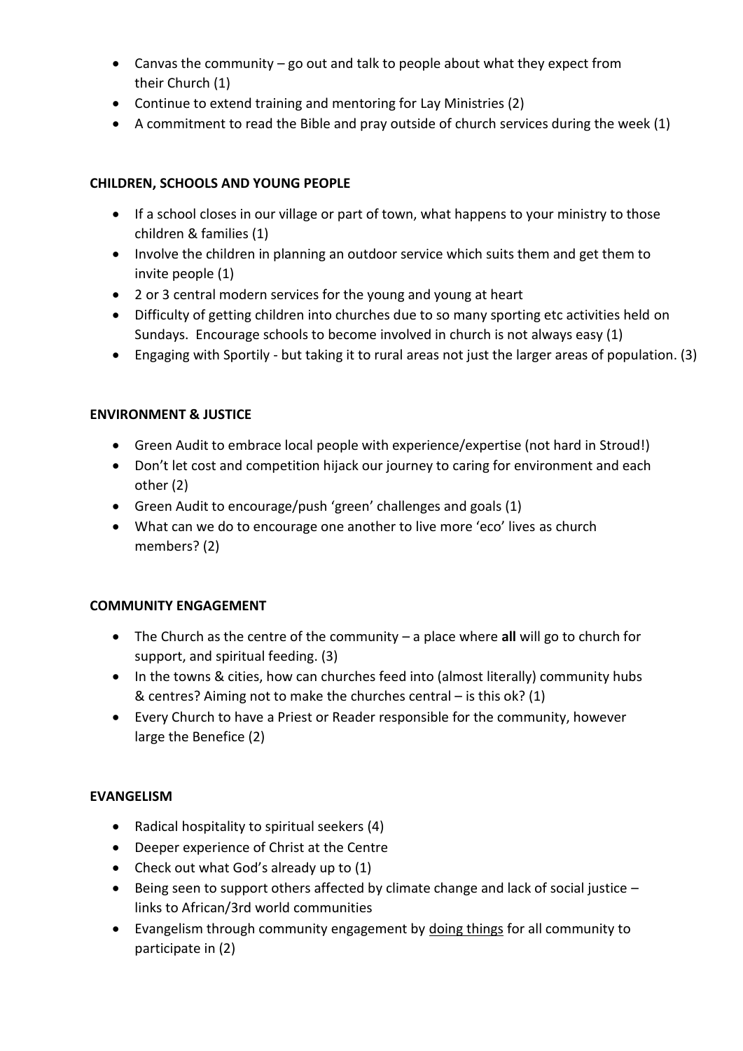- Canvas the community – go out and talk to people about what they expect from their Church (1)
- Continue to extend training and mentoring for Lay Ministries (2)
- A commitment to read the Bible and pray outside of church services during the week (1)

**CHILDREN, SCHOOLS AND YOUNG PEOPLE**

- If a school closes in our village or part of town, what happens to your ministry to those children & families (1)
- Involve the children in planning an outdoor service which suits them and get them to invite people (1)
- 2 or 3 central modern services for the young and young at heart
- Difficulty of getting children into churches due to so many sporting etc activities held on Sundays. Encourage schools to become involved in church is not always easy (1)
- Engaging with Sportily - but taking it to rural areas not just the larger areas of population. (3)

**ENVIRONMENT & JUSTICE**

- Green Audit to embrace local people with experience/expertise (not hard in Stroud!)
- Don't let cost and competition hijack our journey to caring for environment and each other (2)
- Green Audit to encourage/push 'green' challenges and goals (1)
- What can we do to encourage one another to live more 'eco' lives as church members? (2)

**COMMUNITY ENGAGEMENT**

- The Church as the centre of the community – a place where **all** will go to church for support, and spiritual feeding. (3)
- In the towns & cities, how can churches feed into (almost literally) community hubs & centres? Aiming not to make the churches central – is this ok? (1)
- Every Church to have a Priest or Reader responsible for the community, however large the Benefice (2)

**EVANGELISM**

- Radical hospitality to spiritual seekers (4)
- Deeper experience of Christ at the Centre
- Check out what God's already up to (1)
- Being seen to support others affected by climate change and lack of social justice – links to African/3rd world communities
- Evangelism through community engagement by doing things for all community to participate in (2)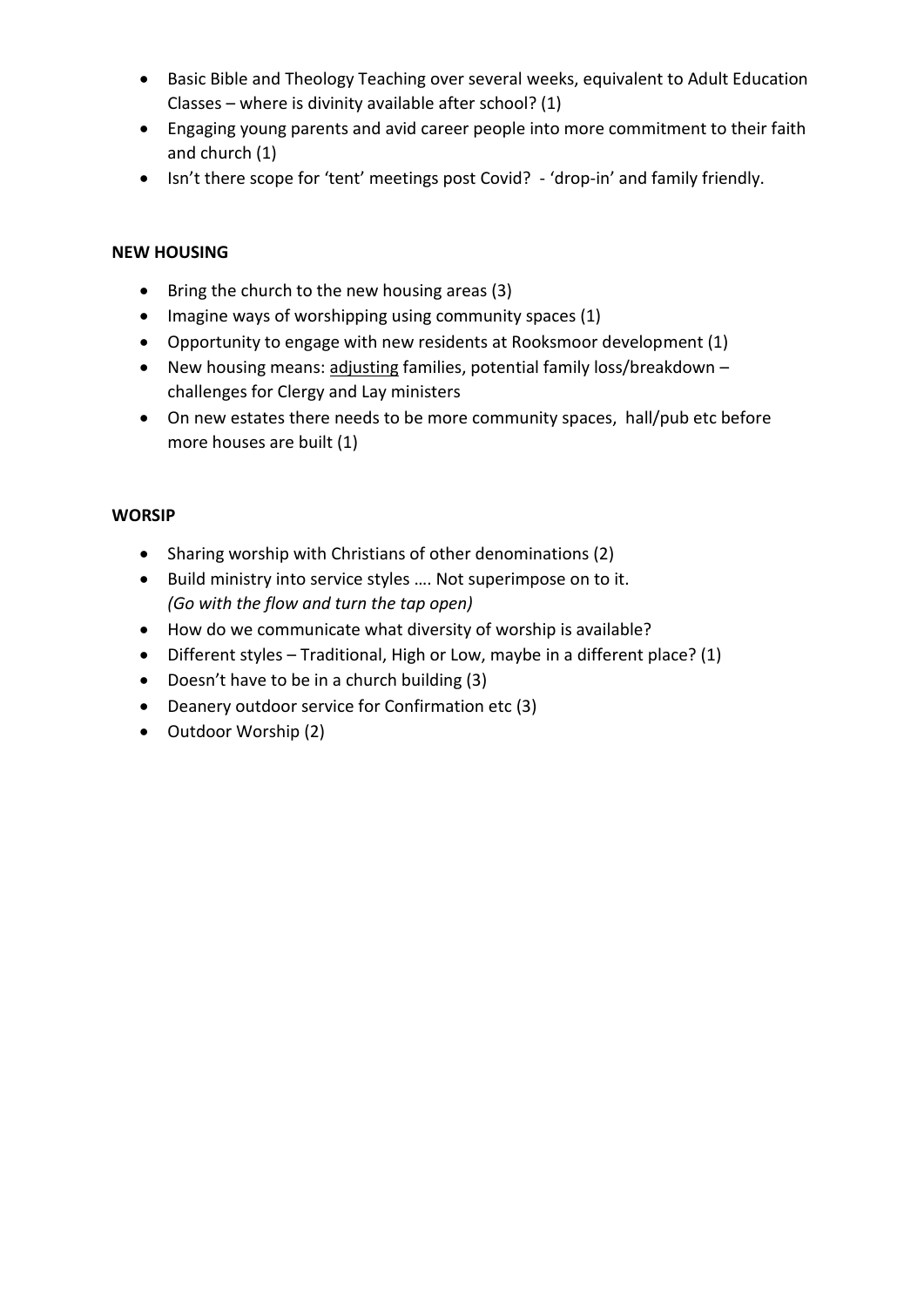- Basic Bible and Theology Teaching over several weeks, equivalent to Adult Education Classes – where is divinity available after school? (1)
- Engaging young parents and avid career people into more commitment to their faith and church (1)
- Isn't there scope for 'tent' meetings post Covid? - 'drop-in' and family friendly.

**NEW HOUSING**

- Bring the church to the new housing areas (3)
- Imagine ways of worshipping using community spaces (1)
- Opportunity to engage with new residents at Rooksmoor development (1)
- New housing means: <u>adjusting</u> families, potential family loss/breakdown – challenges for Clergy and Lay ministers
- On new estates there needs to be more community spaces, hall/pub etc before more houses are built (1)

**WORSIP**

- Sharing worship with Christians of other denominations (2)
- Build ministry into service styles …. Not superimpose on to it. *(Go with the flow and turn the tap open)*
- How do we communicate what diversity of worship is available?
- Different styles – Traditional, High or Low, maybe in a different place? (1)
- Doesn't have to be in a church building (3)
- Deanery outdoor service for Confirmation etc (3)
- Outdoor Worship (2)